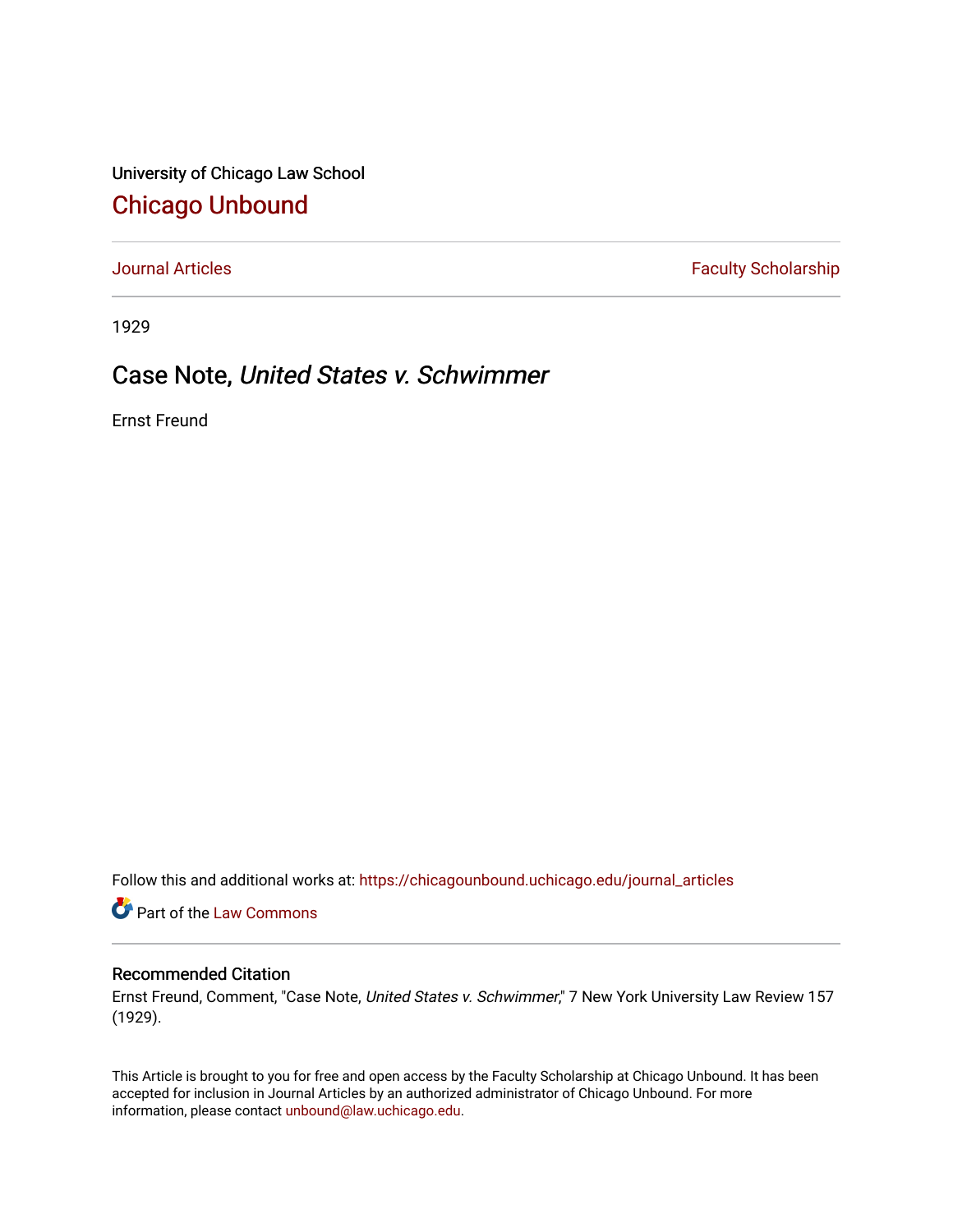University of Chicago Law School

# Chicago Unbound

Journal Articles | Faculty Scholarship

1929

## Case Note, *United States v. Schwimmer*

Ernst Freund

Follow this and additional works at: https://chicagounbound.uchicago.edu/journal_articles

Part of the Law Commons

### Recommended Citation

Ernst Freund, Comment, "Case Note, *United States v. Schwimmer*," 7 New York University Law Review 157 (1929).

This Article is brought to you for free and open access by the Faculty Scholarship at Chicago Unbound. It has been accepted for inclusion in Journal Articles by an authorized administrator of Chicago Unbound. For more information, please contact unbound@law.uchicago.edu.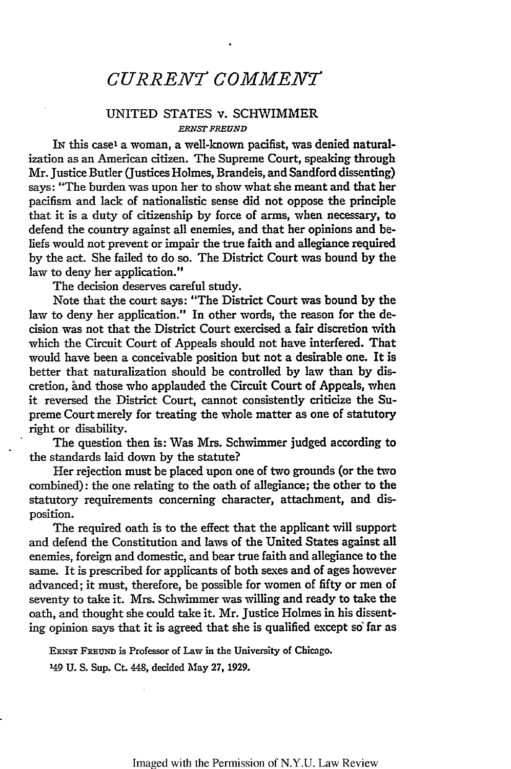# *CURRENT COMMENT*

## UNITED STATES v. SCHWIMMER

*ERNST FREUND*

In this case[1] a woman, a well-known pacifist, was denied naturalization as an American citizen. The Supreme Court, speaking through Mr. Justice Butler (Justices Holmes, Brandeis, and Sandford dissenting) says: "The burden was upon her to show what she meant and that her pacifism and lack of nationalistic sense did not oppose the principle that it is a duty of citizenship by force of arms, when necessary, to defend the country against all enemies, and that her opinions and beliefs would not prevent or impair the true faith and allegiance required by the act. She failed to do so. The District Court was bound by the law to deny her application."

The decision deserves careful study.

Note that the court says: "The District Court was bound by the law to deny her application." In other words, the reason for the decision was not that the District Court exercised a fair discretion with which the Circuit Court of Appeals should not have interfered. That would have been a conceivable position but not a desirable one. It is better that naturalization should be controlled by law than by discretion, and those who applauded the Circuit Court of Appeals, when it reversed the District Court, cannot consistently criticize the Supreme Court merely for treating the whole matter as one of statutory right or disability.

The question then is: Was Mrs. Schwimmer judged according to the standards laid down by the statute?

Her rejection must be placed upon one of two grounds (or the two combined): the one relating to the oath of allegiance; the other to the statutory requirements concerning character, attachment, and disposition.

The required oath is to the effect that the applicant will support and defend the Constitution and laws of the United States against all enemies, foreign and domestic, and bear true faith and allegiance to the same. It is prescribed for applicants of both sexes and of ages however advanced; it must, therefore, be possible for women of fifty or men of seventy to take it. Mrs. Schwimmer was willing and ready to take the oath, and thought she could take it. Mr. Justice Holmes in his dissenting opinion says that it is agreed that she is qualified except so far as

Ernst Freund is Professor of Law in the University of Chicago.

[1] 49 U. S. Sup. Ct. 448, decided May 27, 1929.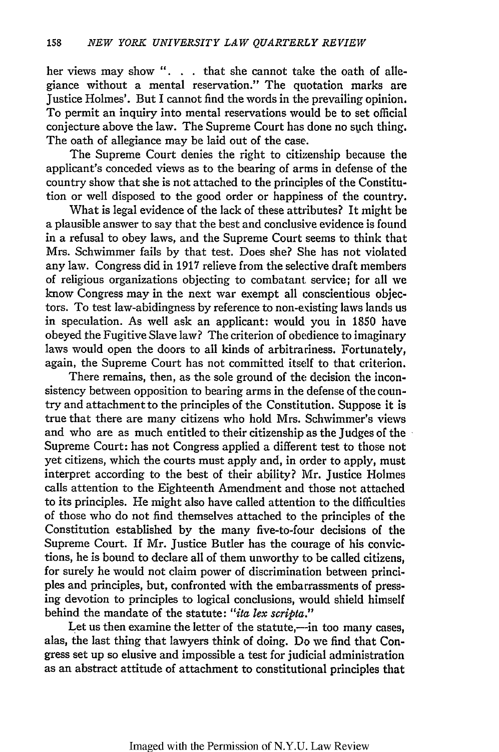her views may show ". . . that she cannot take the oath of allegiance without a mental reservation." The quotation marks are Justice Holmes'. But I cannot find the words in the prevailing opinion. To permit an inquiry into mental reservations would be to set official conjecture above the law. The Supreme Court has done no such thing. The oath of allegiance may be laid out of the case.

The Supreme Court denies the right to citizenship because the applicant's conceded views as to the bearing of arms in defense of the country show that she is not attached to the principles of the Constitution or well disposed to the good order or happiness of the country.

What is legal evidence of the lack of these attributes? It might be a plausible answer to say that the best and conclusive evidence is found in a refusal to obey laws, and the Supreme Court seems to think that Mrs. Schwimmer fails by that test. Does she? She has not violated any law. Congress did in 1917 relieve from the selective draft members of religious organizations objecting to combatant service; for all we know Congress may in the next war exempt all conscientious objectors. To test law-abidingness by reference to non-existing laws lands us in speculation. As well ask an applicant: would you in 1850 have obeyed the Fugitive Slave law? The criterion of obedience to imaginary laws would open the doors to all kinds of arbitrariness. Fortunately, again, the Supreme Court has not committed itself to that criterion.

There remains, then, as the sole ground of the decision the inconsistency between opposition to bearing arms in the defense of the country and attachment to the principles of the Constitution. Suppose it is true that there are many citizens who hold Mrs. Schwimmer's views and who are as much entitled to their citizenship as the Judges of the Supreme Court: has not Congress applied a different test to those not yet citizens, which the courts must apply and, in order to apply, must interpret according to the best of their ability? Mr. Justice Holmes calls attention to the Eighteenth Amendment and those not attached to its principles. He might also have called attention to the difficulties of those who do not find themselves attached to the principles of the Constitution established by the many five-to-four decisions of the Supreme Court. If Mr. Justice Butler has the courage of his convictions, he is bound to declare all of them unworthy to be called citizens, for surely he would not claim power of discrimination between principles and principles, but, confronted with the embarrassments of pressing devotion to principles to logical conclusions, would shield himself behind the mandate of the statute: "*ita lex scripta.*"

Let us then examine the letter of the statute,—in too many cases, alas, the last thing that lawyers think of doing. Do we find that Congress set up so elusive and impossible a test for judicial administration as an abstract attitude of attachment to constitutional principles that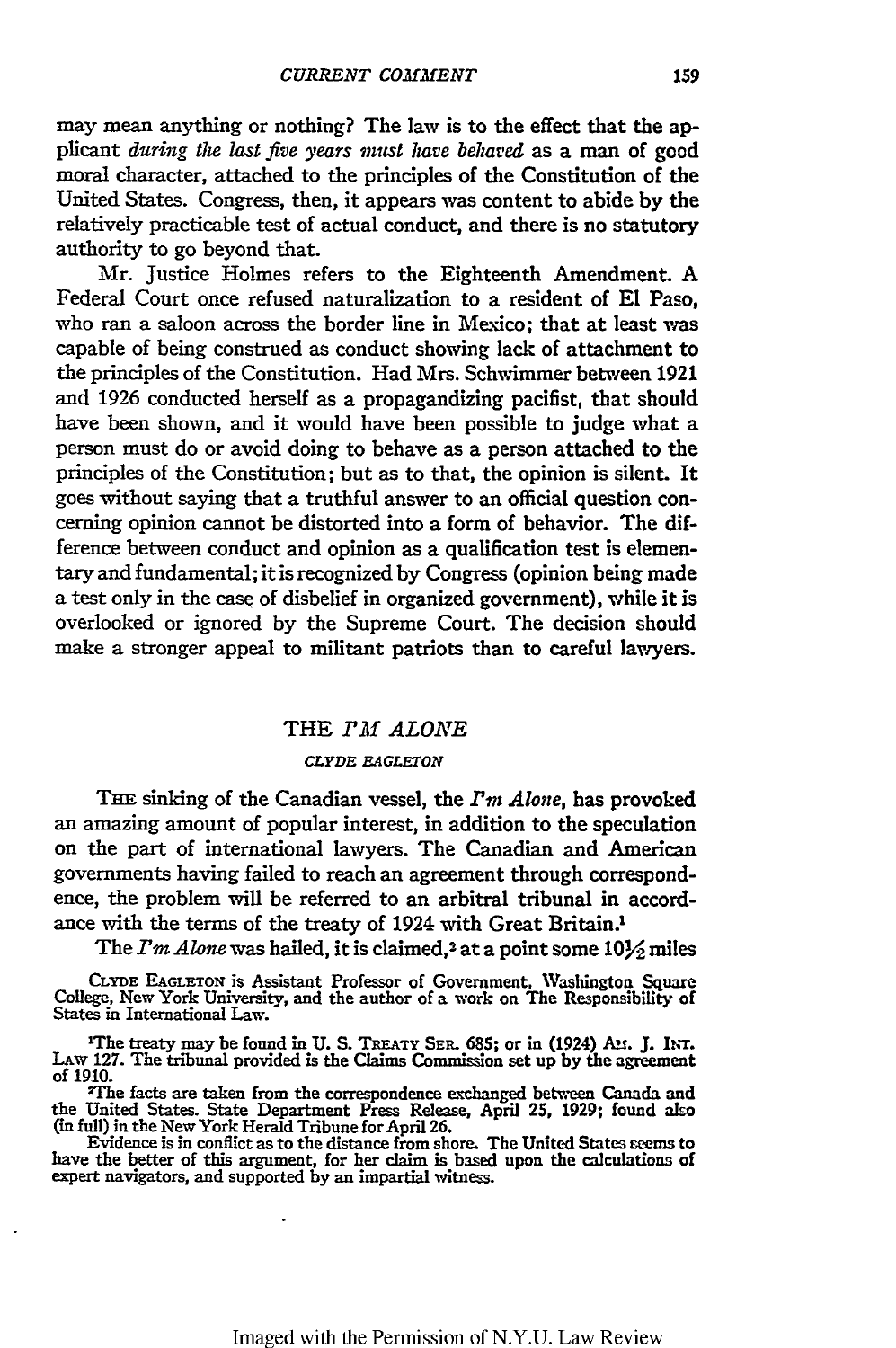may mean anything or nothing? The law is to the effect that the applicant *during the last five years must have behaved* as a man of good moral character, attached to the principles of the Constitution of the United States. Congress, then, it appears was content to abide by the relatively practicable test of actual conduct, and there is no statutory authority to go beyond that.

Mr. Justice Holmes refers to the Eighteenth Amendment. A Federal Court once refused naturalization to a resident of El Paso, who ran a saloon across the border line in Mexico; that at least was capable of being construed as conduct showing lack of attachment to the principles of the Constitution. Had Mrs. Schwimmer between 1921 and 1926 conducted herself as a propagandizing pacifist, that should have been shown, and it would have been possible to judge what a person must do or avoid doing to behave as a person attached to the principles of the Constitution; but as to that, the opinion is silent. It goes without saying that a truthful answer to an official question concerning opinion cannot be distorted into a form of behavior. The difference between conduct and opinion as a qualification test is elementary and fundamental; it is recognized by Congress (opinion being made a test only in the case of disbelief in organized government), while it is overlooked or ignored by the Supreme Court. The decision should make a stronger appeal to militant patriots than to careful lawyers.

## THE *I'M ALONE*

CLYDE EAGLETON

THE sinking of the Canadian vessel, the *I'm Alone*, has provoked an amazing amount of popular interest, in addition to the speculation on the part of international lawyers. The Canadian and American governments having failed to reach an agreement through correspondence, the problem will be referred to an arbitral tribunal in accordance with the terms of the treaty of 1924 with Great Britain.[1]

The *I'm Alone* was hailed, it is claimed,[2] at a point some 10½ miles

CLYDE EAGLETON is Assistant Professor of Government, Washington Square College, New York University, and the author of a work on The Responsibility of States in International Law.

[1] The treaty may be found in U. S. TREATY SER. 685; or in (1924) AM. J. INT. LAW 127. The tribunal provided is the Claims Commission set up by the agreement of 1910.

[2] The facts are taken from the correspondence exchanged between Canada and the United States. State Department Press Release, April 25, 1929; found also (in full) in the New York Herald Tribune for April 26.

Evidence is in conflict as to the distance from shore. The United States seems to have the better of this argument, for her claim is based upon the calculations of expert navigators, and supported by an impartial witness.